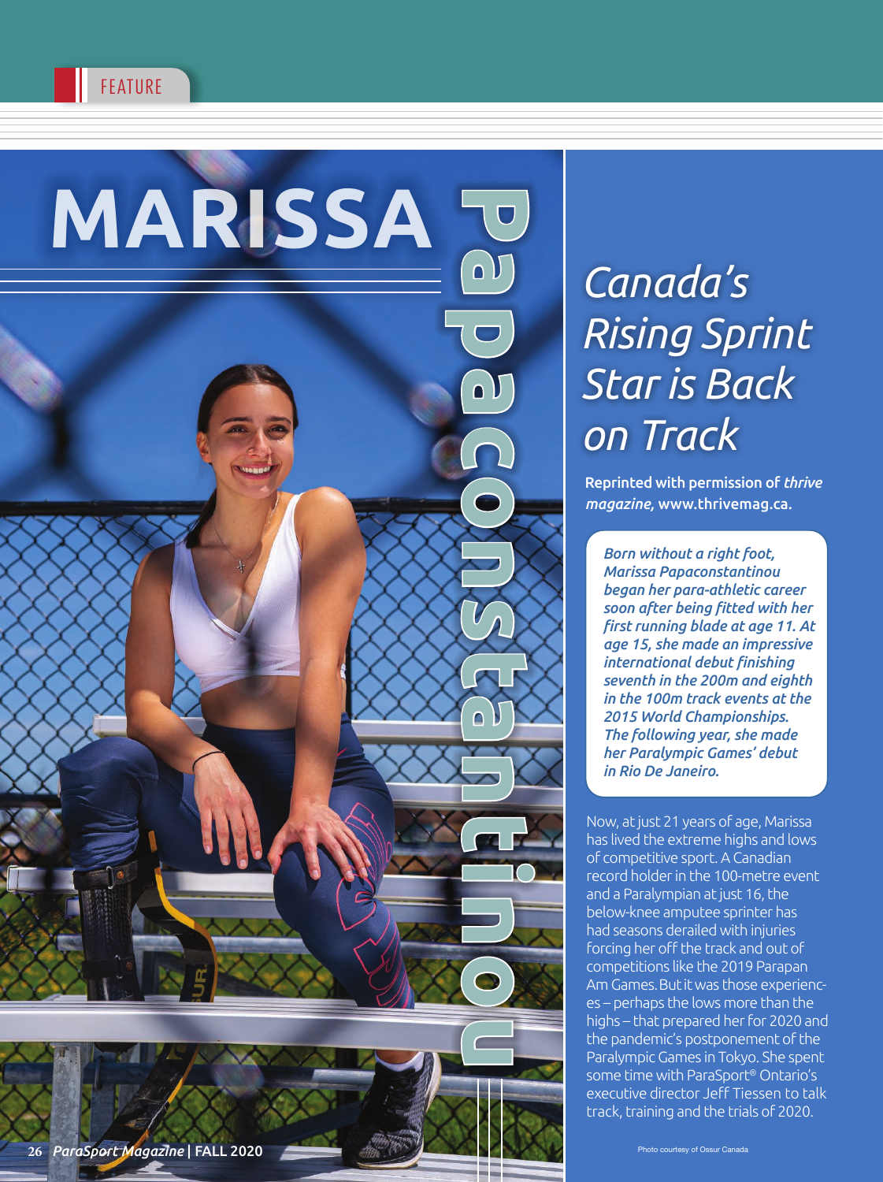FEATURE

# MARISSA Papaconstantinou

## *Canada's Rising Sprint Star is Back on Track*

**Reprinted with permission of *thrive magazine*, www.thrivemag.ca.**

***Born without a right foot, Marissa Papaconstantinou began her para-athletic career soon after being fitted with her first running blade at age 11. At age 15, she made an impressive international debut finishing seventh in the 200m and eighth in the 100m track events at the 2015 World Championships. The following year, she made her Paralympic Games' debut in Rio De Janeiro.***

Now, at just 21 years of age, Marissa has lived the extreme highs and lows of competitive sport. A Canadian record holder in the 100-metre event and a Paralympian at just 16, the below-knee amputee sprinter has had seasons derailed with injuries forcing her off the track and out of competitions like the 2019 Parapan Am Games. But it was those experiences – perhaps the lows more than the highs – that prepared her for 2020 and the pandemic's postponement of the Paralympic Games in Tokyo. She spent some time with ParaSport® Ontario's executive director Jeff Tiessen to talk track, training and the trials of 2020.

Photo courtesy of Ossur Canada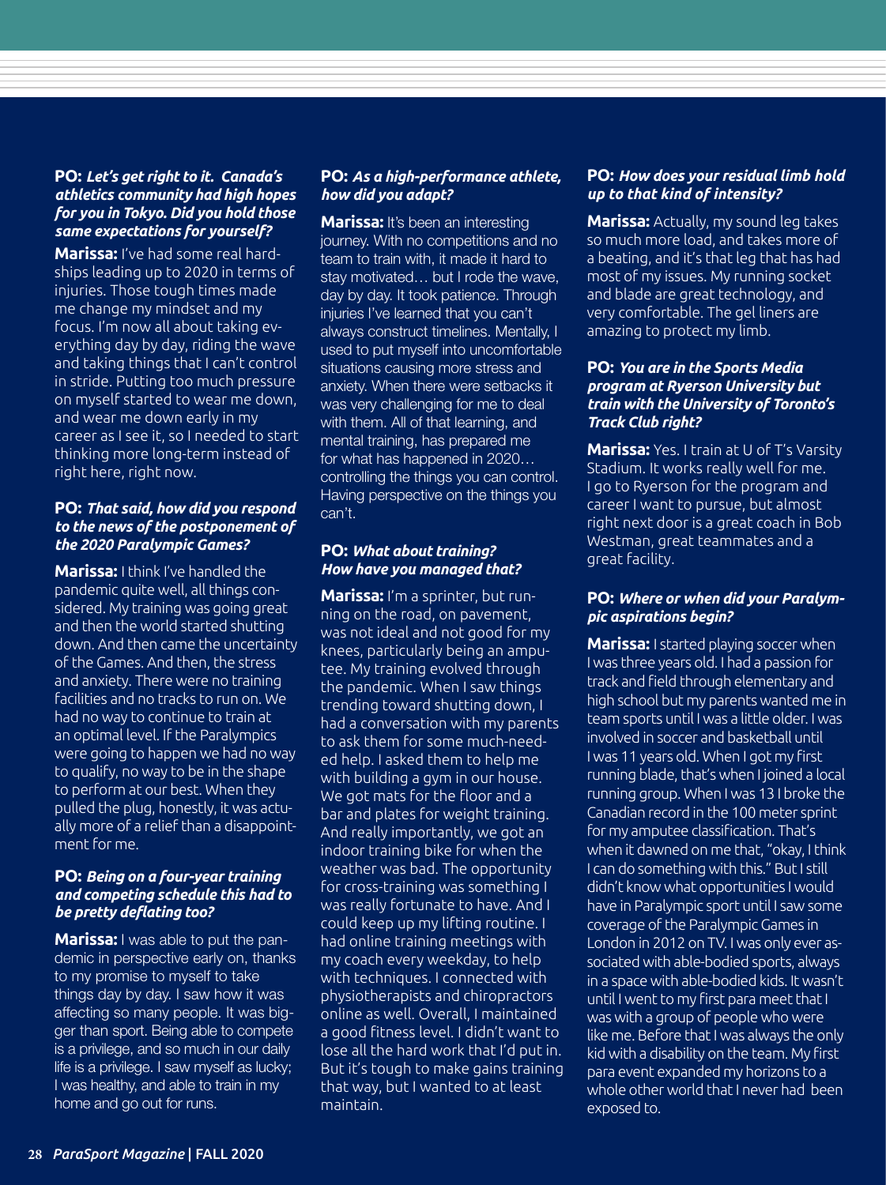**PO:** ***Let's get right to it. Canada's athletics community had high hopes for you in Tokyo. Did you hold those same expectations for yourself?***

**Marissa:** I've had some real hardships leading up to 2020 in terms of injuries. Those tough times made me change my mindset and my focus. I'm now all about taking everything day by day, riding the wave and taking things that I can't control in stride. Putting too much pressure on myself started to wear me down, and wear me down early in my career as I see it, so I needed to start thinking more long-term instead of right here, right now.

**PO:** ***That said, how did you respond to the news of the postponement of the 2020 Paralympic Games?***

**Marissa:** I think I've handled the pandemic quite well, all things considered. My training was going great and then the world started shutting down. And then came the uncertainty of the Games. And then, the stress and anxiety. There were no training facilities and no tracks to run on. We had no way to continue to train at an optimal level. If the Paralympics were going to happen we had no way to qualify, no way to be in the shape to perform at our best. When they pulled the plug, honestly, it was actually more of a relief than a disappointment for me.

**PO:** ***Being on a four-year training and competing schedule this had to be pretty deflating too?***

**Marissa:** I was able to put the pandemic in perspective early on, thanks to my promise to myself to take things day by day. I saw how it was affecting so many people. It was bigger than sport. Being able to compete is a privilege, and so much in our daily life is a privilege. I saw myself as lucky; I was healthy, and able to train in my home and go out for runs.

**PO:** ***As a high-performance athlete, how did you adapt?***

**Marissa:** It's been an interesting journey. With no competitions and no team to train with, it made it hard to stay motivated… but I rode the wave, day by day. It took patience. Through injuries I've learned that you can't always construct timelines. Mentally, I used to put myself into uncomfortable situations causing more stress and anxiety. When there were setbacks it was very challenging for me to deal with them. All of that learning, and mental training, has prepared me for what has happened in 2020… controlling the things you can control. Having perspective on the things you can't.

**PO:** ***What about training? How have you managed that?***

**Marissa:** I'm a sprinter, but running on the road, on pavement, was not ideal and not good for my knees, particularly being an amputee. My training evolved through the pandemic. When I saw things trending toward shutting down, I had a conversation with my parents to ask them for some much-needed help. I asked them to help me with building a gym in our house. We got mats for the floor and a bar and plates for weight training. And really importantly, we got an indoor training bike for when the weather was bad. The opportunity for cross-training was something I was really fortunate to have. And I could keep up my lifting routine. I had online training meetings with my coach every weekday, to help with techniques. I connected with physiotherapists and chiropractors online as well. Overall, I maintained a good fitness level. I didn't want to lose all the hard work that I'd put in. But it's tough to make gains training that way, but I wanted to at least maintain.

**PO:** ***How does your residual limb hold up to that kind of intensity?***

**Marissa:** Actually, my sound leg takes so much more load, and takes more of a beating, and it's that leg that has had most of my issues. My running socket and blade are great technology, and very comfortable. The gel liners are amazing to protect my limb.

**PO:** ***You are in the Sports Media program at Ryerson University but train with the University of Toronto's Track Club right?***

**Marissa:** Yes. I train at U of T's Varsity Stadium. It works really well for me. I go to Ryerson for the program and career I want to pursue, but almost right next door is a great coach in Bob Westman, great teammates and a great facility.

**PO:** ***Where or when did your Paralympic aspirations begin?***

**Marissa:** I started playing soccer when I was three years old. I had a passion for track and field through elementary and high school but my parents wanted me in team sports until I was a little older. I was involved in soccer and basketball until I was 11 years old. When I got my first running blade, that's when I joined a local running group. When I was 13 I broke the Canadian record in the 100 meter sprint for my amputee classification. That's when it dawned on me that, "okay, I think I can do something with this." But I still didn't know what opportunities I would have in Paralympic sport until I saw some coverage of the Paralympic Games in London in 2012 on TV. I was only ever associated with able-bodied sports, always in a space with able-bodied kids. It wasn't until I went to my first para meet that I was with a group of people who were like me. Before that I was always the only kid with a disability on the team. My first para event expanded my horizons to a whole other world that I never had been exposed to.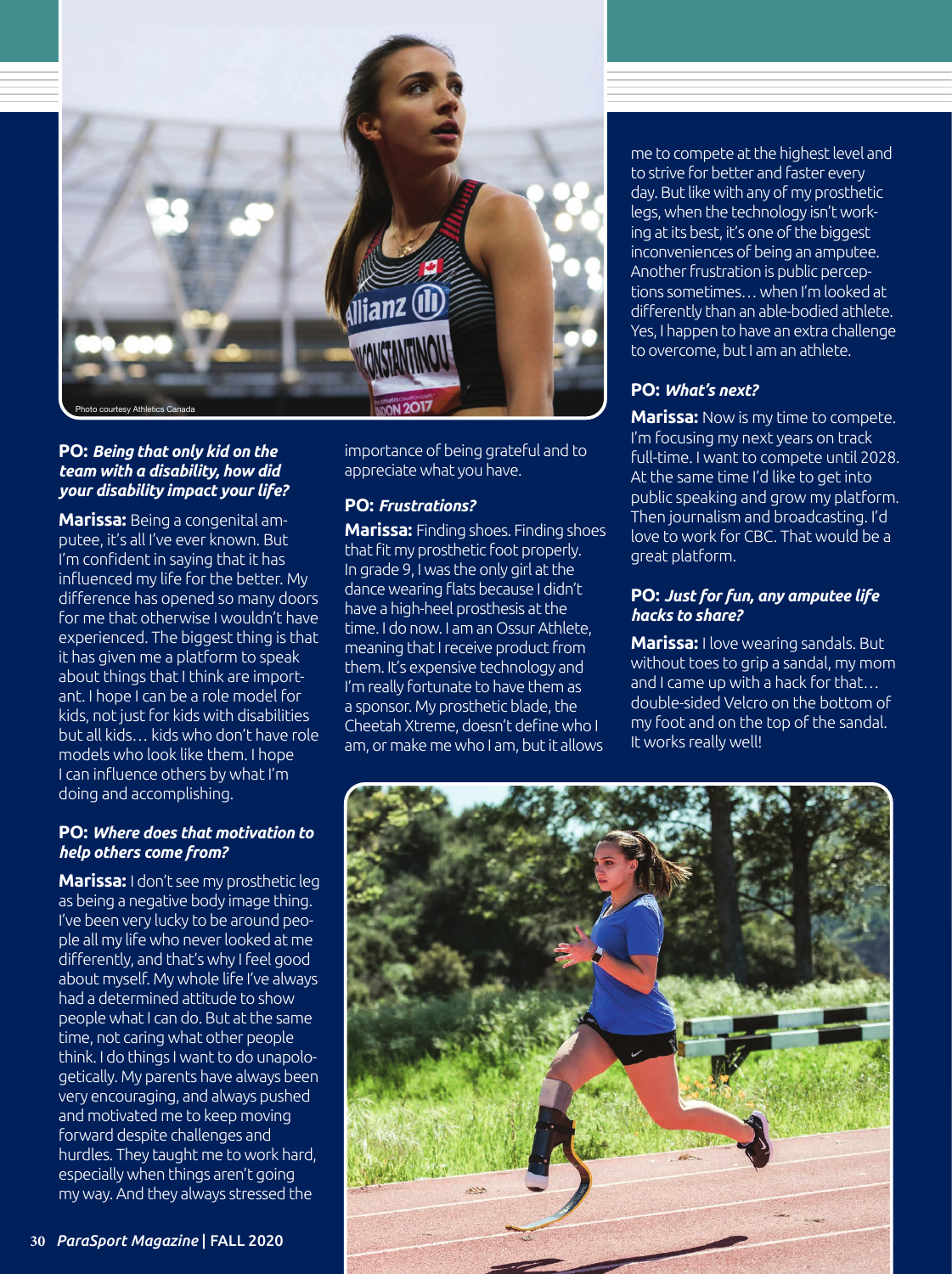Photo courtesy Athletics Canada

**PO:** ***Being that only kid on the team with a disability, how did your disability impact your life?***

**Marissa:** Being a congenital amputee, it's all I've ever known. But I'm confident in saying that it has influenced my life for the better. My difference has opened so many doors for me that otherwise I wouldn't have experienced. The biggest thing is that it has given me a platform to speak about things that I think are important. I hope I can be a role model for kids, not just for kids with disabilities but all kids… kids who don't have role models who look like them. I hope I can influence others by what I'm doing and accomplishing.

**PO:** ***Where does that motivation to help others come from?***

**Marissa:** I don't see my prosthetic leg as being a negative body image thing. I've been very lucky to be around people all my life who never looked at me differently, and that's why I feel good about myself. My whole life I've always had a determined attitude to show people what I can do. But at the same time, not caring what other people think. I do things I want to do unapologetically. My parents have always been very encouraging, and always pushed and motivated me to keep moving forward despite challenges and hurdles. They taught me to work hard, especially when things aren't going my way. And they always stressed the importance of being grateful and to appreciate what you have.

**PO:** ***Frustrations?***

**Marissa:** Finding shoes. Finding shoes that fit my prosthetic foot properly. In grade 9, I was the only girl at the dance wearing flats because I didn't have a high-heel prosthesis at the time. I do now. I am an Ossur Athlete, meaning that I receive product from them. It's expensive technology and I'm really fortunate to have them as a sponsor. My prosthetic blade, the Cheetah Xtreme, doesn't define who I am, or make me who I am, but it allows me to compete at the highest level and to strive for better and faster every day. But like with any of my prosthetic legs, when the technology isn't working at its best, it's one of the biggest inconveniences of being an amputee. Another frustration is public perceptions sometimes… when I'm looked at differently than an able-bodied athlete. Yes, I happen to have an extra challenge to overcome, but I am an athlete.

**PO:** ***What's next?***

**Marissa:** Now is my time to compete. I'm focusing my next years on track full-time. I want to compete until 2028. At the same time I'd like to get into public speaking and grow my platform. Then journalism and broadcasting. I'd love to work for CBC. That would be a great platform.

**PO:** ***Just for fun, any amputee life hacks to share?***

**Marissa:** I love wearing sandals. But without toes to grip a sandal, my mom and I came up with a hack for that… double-sided Velcro on the bottom of my foot and on the top of the sandal. It works really well!